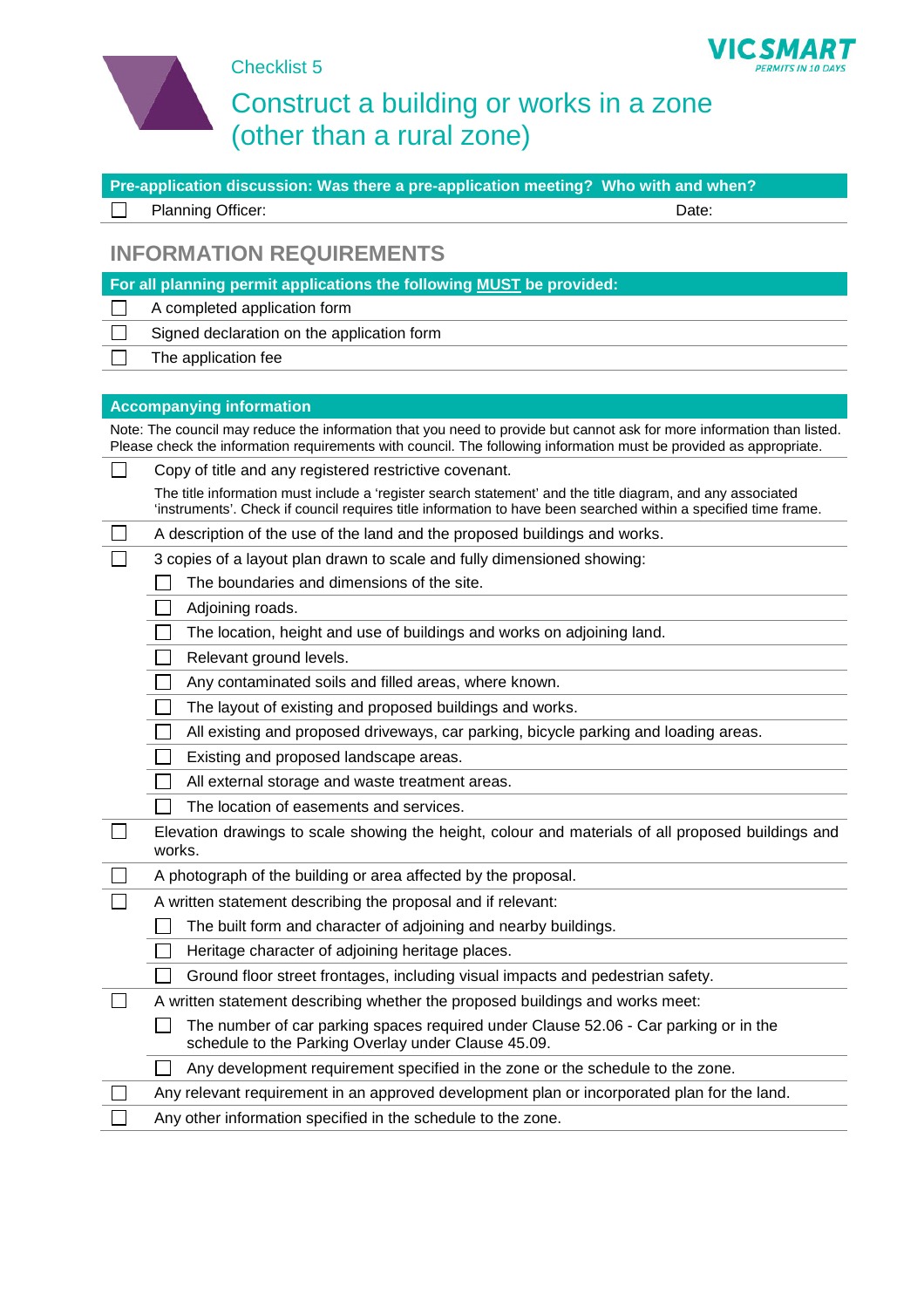Checklist 5

# Construct a building or works in a zone (other than a rural zone)

**Pre-application discussion: Was there a pre-application meeting? Who with and when?**

- [ ] Planning Officer: Date:

## INFORMATION REQUIREMENTS

**For all planning permit applications the following MUST be provided:**

- [ ] A completed application form
- [ ] Signed declaration on the application form
- [ ] The application fee

**Accompanying information**

Note: The council may reduce the information that you need to provide but cannot ask for more information than listed. Please check the information requirements with council. The following information must be provided as appropriate.

- [ ] Copy of title and any registered restrictive covenant.

  The title information must include a 'register search statement' and the title diagram, and any associated 'instruments'. Check if council requires title information to have been searched within a specified time frame.
- [ ] A description of the use of the land and the proposed buildings and works.
- [ ] 3 copies of a layout plan drawn to scale and fully dimensioned showing:
  - [ ] The boundaries and dimensions of the site.
  - [ ] Adjoining roads.
  - [ ] The location, height and use of buildings and works on adjoining land.
  - [ ] Relevant ground levels.
  - [ ] Any contaminated soils and filled areas, where known.
  - [ ] The layout of existing and proposed buildings and works.
  - [ ] All existing and proposed driveways, car parking, bicycle parking and loading areas.
  - [ ] Existing and proposed landscape areas.
  - [ ] All external storage and waste treatment areas.
  - [ ] The location of easements and services.
- [ ] Elevation drawings to scale showing the height, colour and materials of all proposed buildings and works.
- [ ] A photograph of the building or area affected by the proposal.
- [ ] A written statement describing the proposal and if relevant:
  - [ ] The built form and character of adjoining and nearby buildings.
  - [ ] Heritage character of adjoining heritage places.
  - [ ] Ground floor street frontages, including visual impacts and pedestrian safety.
- [ ] A written statement describing whether the proposed buildings and works meet:
  - [ ] The number of car parking spaces required under Clause 52.06 - Car parking or in the schedule to the Parking Overlay under Clause 45.09.
  - [ ] Any development requirement specified in the zone or the schedule to the zone.
- [ ] Any relevant requirement in an approved development plan or incorporated plan for the land.
- [ ] Any other information specified in the schedule to the zone.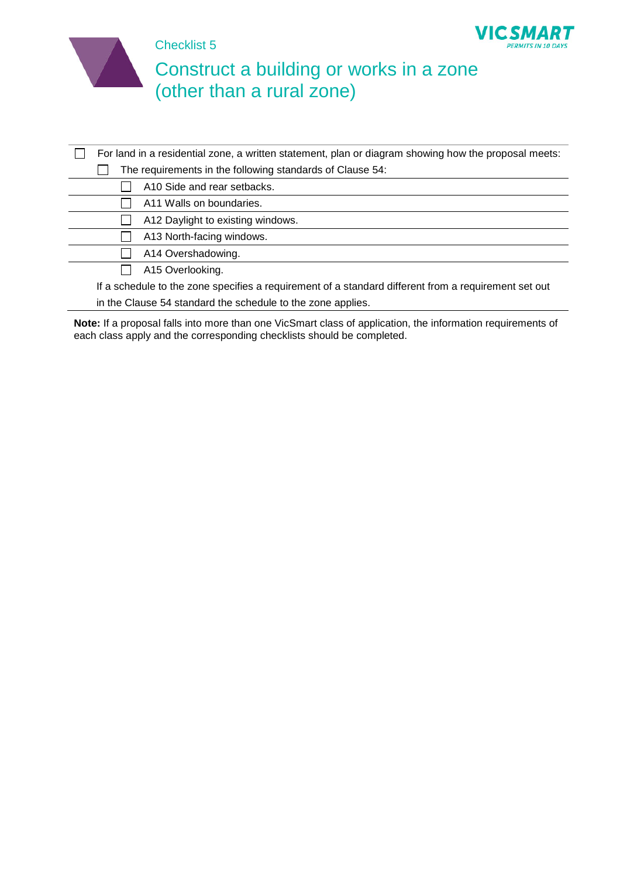Checklist 5

# Construct a building or works in a zone (other than a rural zone)

- [ ] For land in a residential zone, a written statement, plan or diagram showing how the proposal meets:
  - [ ] The requirements in the following standards of Clause 54:
    - [ ] A10 Side and rear setbacks.
    - [ ] A11 Walls on boundaries.
    - [ ] A12 Daylight to existing windows.
    - [ ] A13 North-facing windows.
    - [ ] A14 Overshadowing.
    - [ ] A15 Overlooking.

  If a schedule to the zone specifies a requirement of a standard different from a requirement set out in the Clause 54 standard the schedule to the zone applies.

**Note:** If a proposal falls into more than one VicSmart class of application, the information requirements of each class apply and the corresponding checklists should be completed.